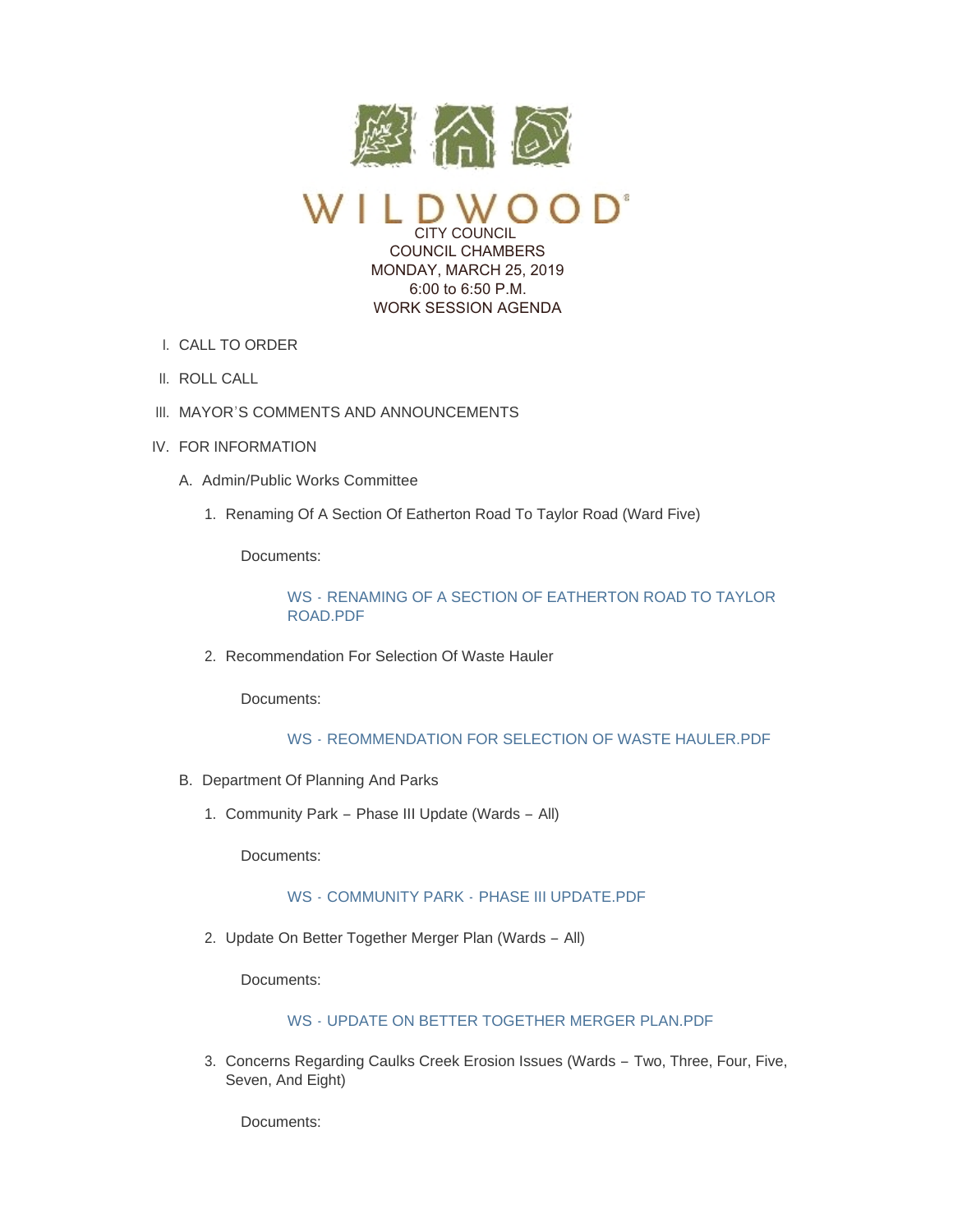# WILDWOOD

CITY COUNCIL
COUNCIL CHAMBERS
MONDAY, MARCH 25, 2019
6:00 to 6:50 P.M.
WORK SESSION AGENDA

I. CALL TO ORDER

II. ROLL CALL

III. MAYOR'S COMMENTS AND ANNOUNCEMENTS

IV. FOR INFORMATION

A. Admin/Public Works Committee

1. Renaming Of A Section Of Eatherton Road To Taylor Road (Ward Five)

   Documents:

   WS - RENAMING OF A SECTION OF EATHERTON ROAD TO TAYLOR ROAD.PDF

2. Recommendation For Selection Of Waste Hauler

   Documents:

   WS - REOMMENDATION FOR SELECTION OF WASTE HAULER.PDF

B. Department Of Planning And Parks

1. Community Park – Phase III Update (Wards – All)

   Documents:

   WS - COMMUNITY PARK - PHASE III UPDATE.PDF

2. Update On Better Together Merger Plan (Wards – All)

   Documents:

   WS - UPDATE ON BETTER TOGETHER MERGER PLAN.PDF

3. Concerns Regarding Caulks Creek Erosion Issues (Wards – Two, Three, Four, Five, Seven, And Eight)

   Documents: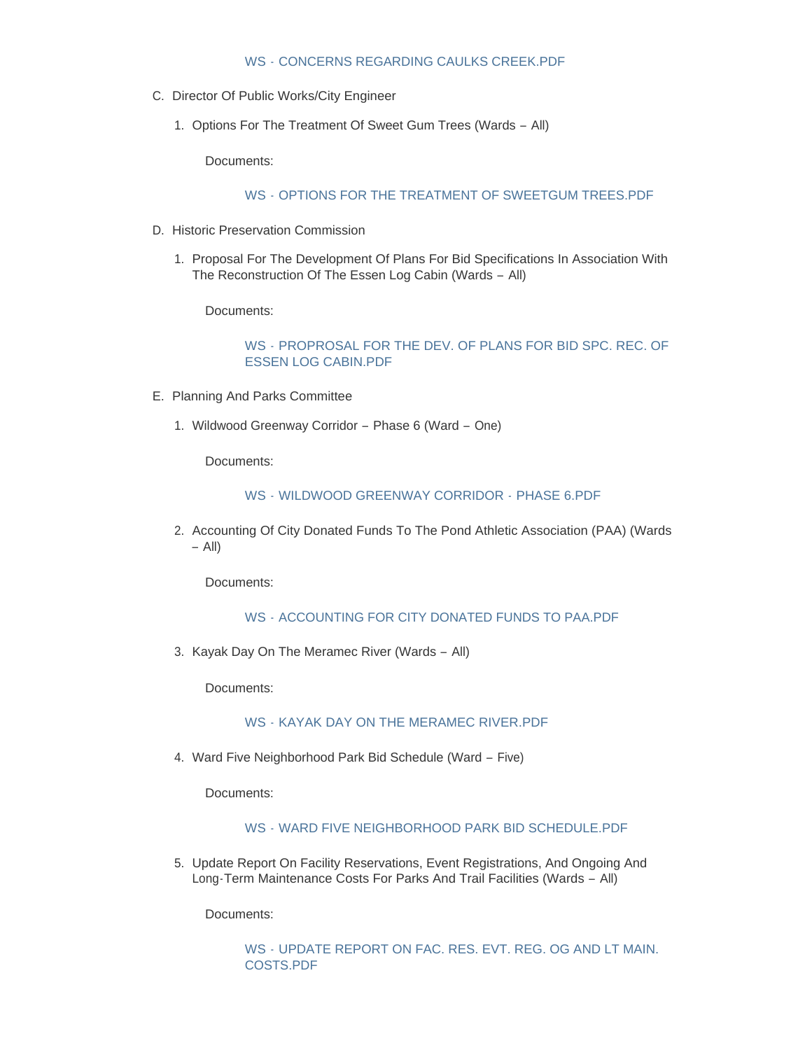WS - CONCERNS REGARDING CAULKS CREEK.PDF

C. Director Of Public Works/City Engineer

1. Options For The Treatment Of Sweet Gum Trees (Wards – All)

   Documents:

   WS - OPTIONS FOR THE TREATMENT OF SWEETGUM TREES.PDF

D. Historic Preservation Commission

1. Proposal For The Development Of Plans For Bid Specifications In Association With The Reconstruction Of The Essen Log Cabin (Wards – All)

   Documents:

   WS - PROPROSAL FOR THE DEV. OF PLANS FOR BID SPC. REC. OF ESSEN LOG CABIN.PDF

E. Planning And Parks Committee

1. Wildwood Greenway Corridor – Phase 6 (Ward – One)

   Documents:

   WS - WILDWOOD GREENWAY CORRIDOR - PHASE 6.PDF

2. Accounting Of City Donated Funds To The Pond Athletic Association (PAA) (Wards – All)

   Documents:

   WS - ACCOUNTING FOR CITY DONATED FUNDS TO PAA.PDF

3. Kayak Day On The Meramec River (Wards – All)

   Documents:

   WS - KAYAK DAY ON THE MERAMEC RIVER.PDF

4. Ward Five Neighborhood Park Bid Schedule (Ward – Five)

   Documents:

   WS - WARD FIVE NEIGHBORHOOD PARK BID SCHEDULE.PDF

5. Update Report On Facility Reservations, Event Registrations, And Ongoing And Long-Term Maintenance Costs For Parks And Trail Facilities (Wards – All)

   Documents:

   WS - UPDATE REPORT ON FAC. RES. EVT. REG. OG AND LT MAIN. COSTS.PDF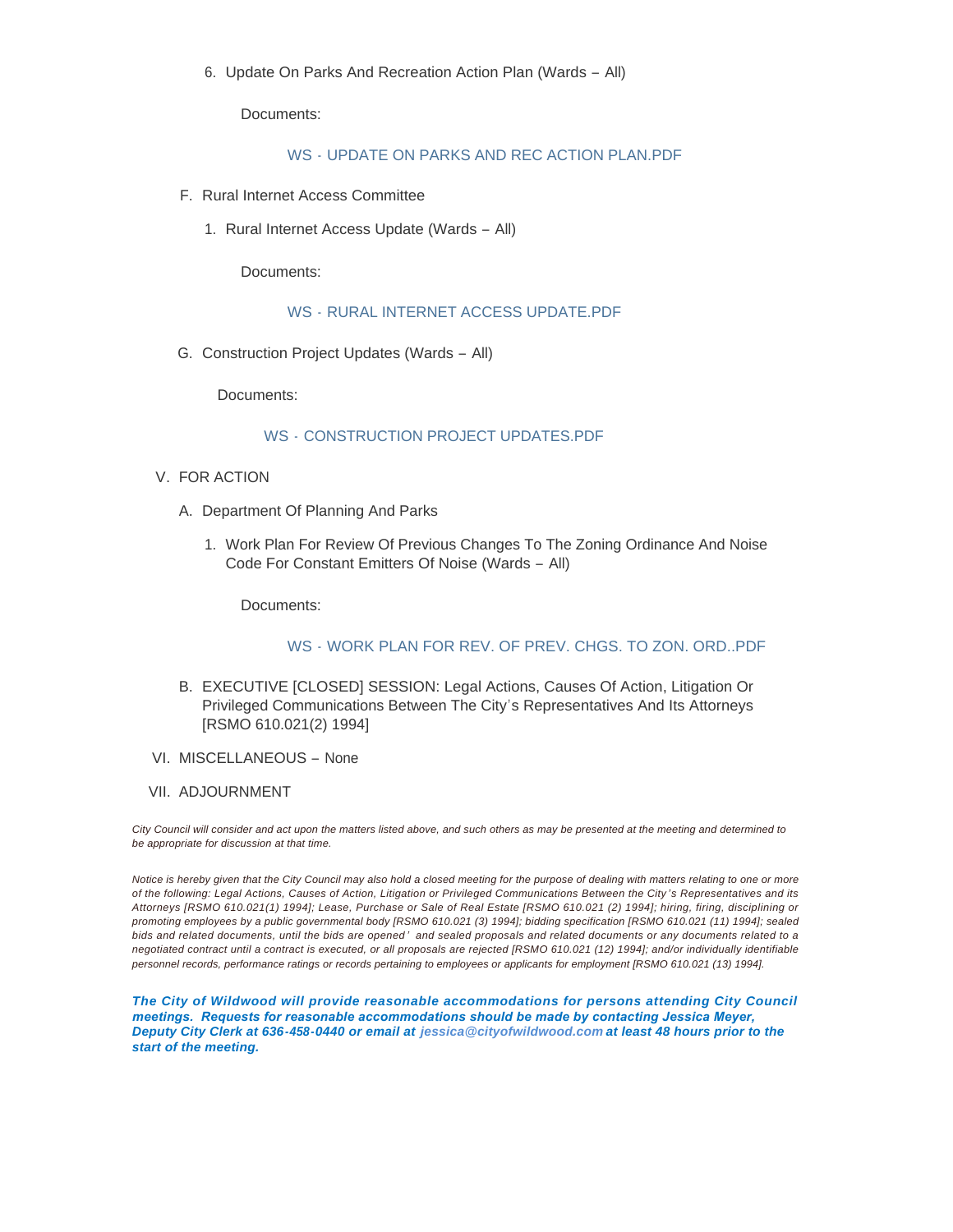6. Update On Parks And Recreation Action Plan (Wards – All)

   Documents:

   WS - UPDATE ON PARKS AND REC ACTION PLAN.PDF

F. Rural Internet Access Committee

1. Rural Internet Access Update (Wards – All)

   Documents:

   WS - RURAL INTERNET ACCESS UPDATE.PDF

G. Construction Project Updates (Wards – All)

   Documents:

   WS - CONSTRUCTION PROJECT UPDATES.PDF

V. FOR ACTION

A. Department Of Planning And Parks

1. Work Plan For Review Of Previous Changes To The Zoning Ordinance And Noise Code For Constant Emitters Of Noise (Wards – All)

   Documents:

   WS - WORK PLAN FOR REV. OF PREV. CHGS. TO ZON. ORD..PDF

B. EXECUTIVE [CLOSED] SESSION: Legal Actions, Causes Of Action, Litigation Or Privileged Communications Between The City's Representatives And Its Attorneys [RSMO 610.021(2) 1994]

VI. MISCELLANEOUS – None

VII. ADJOURNMENT

*City Council will consider and act upon the matters listed above, and such others as may be presented at the meeting and determined to be appropriate for discussion at that time.*

*Notice is hereby given that the City Council may also hold a closed meeting for the purpose of dealing with matters relating to one or more of the following: Legal Actions, Causes of Action, Litigation or Privileged Communications Between the City's Representatives and its Attorneys [RSMO 610.021(1) 1994]; Lease, Purchase or Sale of Real Estate [RSMO 610.021 (2) 1994]; hiring, firing, disciplining or promoting employees by a public governmental body [RSMO 610.021 (3) 1994]; bidding specification [RSMO 610.021 (11) 1994]; sealed bids and related documents, until the bids are opened' and sealed proposals and related documents or any documents related to a negotiated contract until a contract is executed, or all proposals are rejected [RSMO 610.021 (12) 1994]; and/or individually identifiable personnel records, performance ratings or records pertaining to employees or applicants for employment [RSMO 610.021 (13) 1994].*

***The City of Wildwood will provide reasonable accommodations for persons attending City Council meetings. Requests for reasonable accommodations should be made by contacting Jessica Meyer, Deputy City Clerk at 636-458-0440 or email at jessica@cityofwildwood.com at least 48 hours prior to the start of the meeting.***